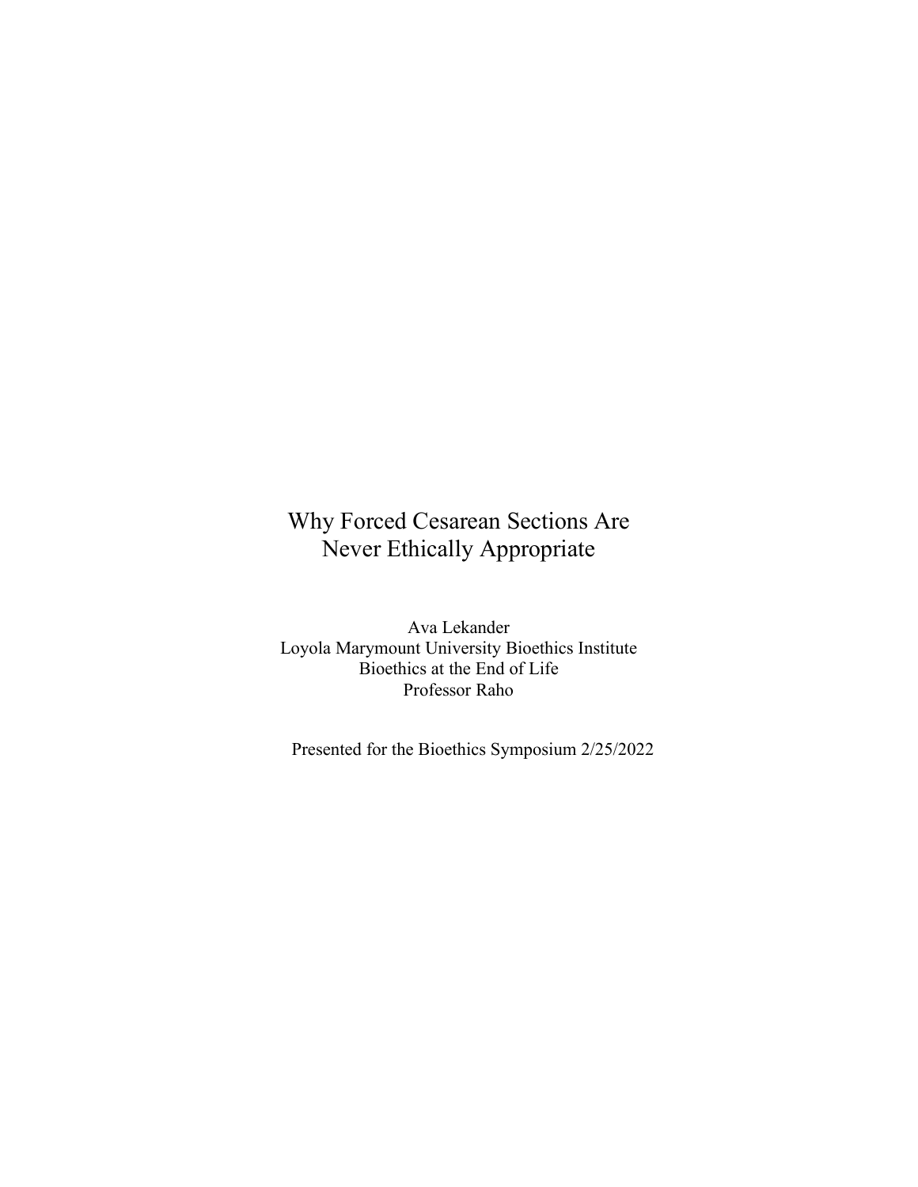# Why Forced Cesarean Sections Are Never Ethically Appropriate

Ava Lekander
Loyola Marymount University Bioethics Institute
Bioethics at the End of Life
Professor Raho

Presented for the Bioethics Symposium 2/25/2022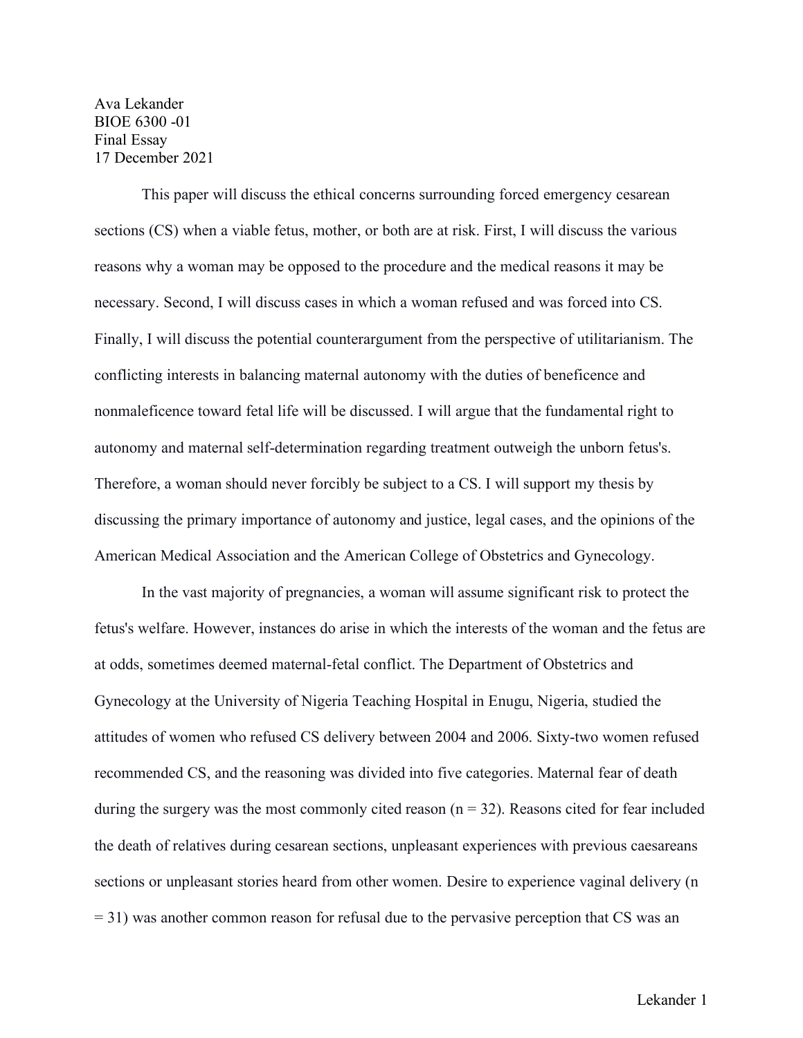Ava Lekander
BIOE 6300 -01
Final Essay
17 December 2021

This paper will discuss the ethical concerns surrounding forced emergency cesarean sections (CS) when a viable fetus, mother, or both are at risk. First, I will discuss the various reasons why a woman may be opposed to the procedure and the medical reasons it may be necessary. Second, I will discuss cases in which a woman refused and was forced into CS. Finally, I will discuss the potential counterargument from the perspective of utilitarianism. The conflicting interests in balancing maternal autonomy with the duties of beneficence and nonmaleficence toward fetal life will be discussed. I will argue that the fundamental right to autonomy and maternal self-determination regarding treatment outweigh the unborn fetus's. Therefore, a woman should never forcibly be subject to a CS. I will support my thesis by discussing the primary importance of autonomy and justice, legal cases, and the opinions of the American Medical Association and the American College of Obstetrics and Gynecology.

In the vast majority of pregnancies, a woman will assume significant risk to protect the fetus's welfare. However, instances do arise in which the interests of the woman and the fetus are at odds, sometimes deemed maternal-fetal conflict. The Department of Obstetrics and Gynecology at the University of Nigeria Teaching Hospital in Enugu, Nigeria, studied the attitudes of women who refused CS delivery between 2004 and 2006. Sixty-two women refused recommended CS, and the reasoning was divided into five categories. Maternal fear of death during the surgery was the most commonly cited reason (n = 32). Reasons cited for fear included the death of relatives during cesarean sections, unpleasant experiences with previous caesareans sections or unpleasant stories heard from other women. Desire to experience vaginal delivery (n = 31) was another common reason for refusal due to the pervasive perception that CS was an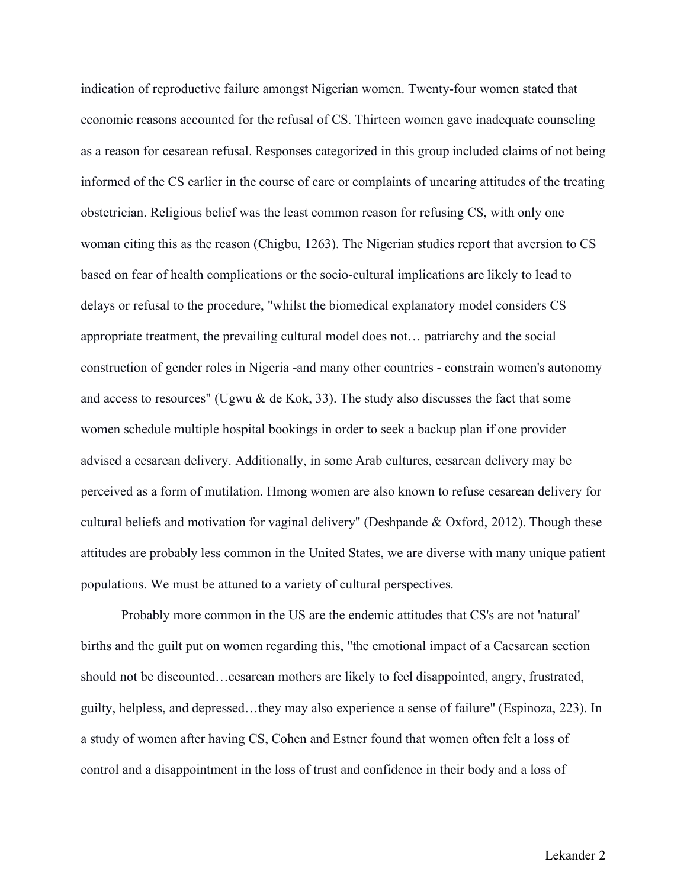indication of reproductive failure amongst Nigerian women. Twenty-four women stated that economic reasons accounted for the refusal of CS. Thirteen women gave inadequate counseling as a reason for cesarean refusal. Responses categorized in this group included claims of not being informed of the CS earlier in the course of care or complaints of uncaring attitudes of the treating obstetrician. Religious belief was the least common reason for refusing CS, with only one woman citing this as the reason (Chigbu, 1263). The Nigerian studies report that aversion to CS based on fear of health complications or the socio-cultural implications are likely to lead to delays or refusal to the procedure, "whilst the biomedical explanatory model considers CS appropriate treatment, the prevailing cultural model does not… patriarchy and the social construction of gender roles in Nigeria -and many other countries - constrain women's autonomy and access to resources" (Ugwu & de Kok, 33). The study also discusses the fact that some women schedule multiple hospital bookings in order to seek a backup plan if one provider advised a cesarean delivery. Additionally, in some Arab cultures, cesarean delivery may be perceived as a form of mutilation. Hmong women are also known to refuse cesarean delivery for cultural beliefs and motivation for vaginal delivery" (Deshpande & Oxford, 2012). Though these attitudes are probably less common in the United States, we are diverse with many unique patient populations. We must be attuned to a variety of cultural perspectives.

Probably more common in the US are the endemic attitudes that CS's are not 'natural' births and the guilt put on women regarding this, "the emotional impact of a Caesarean section should not be discounted…cesarean mothers are likely to feel disappointed, angry, frustrated, guilty, helpless, and depressed…they may also experience a sense of failure" (Espinoza, 223). In a study of women after having CS, Cohen and Estner found that women often felt a loss of control and a disappointment in the loss of trust and confidence in their body and a loss of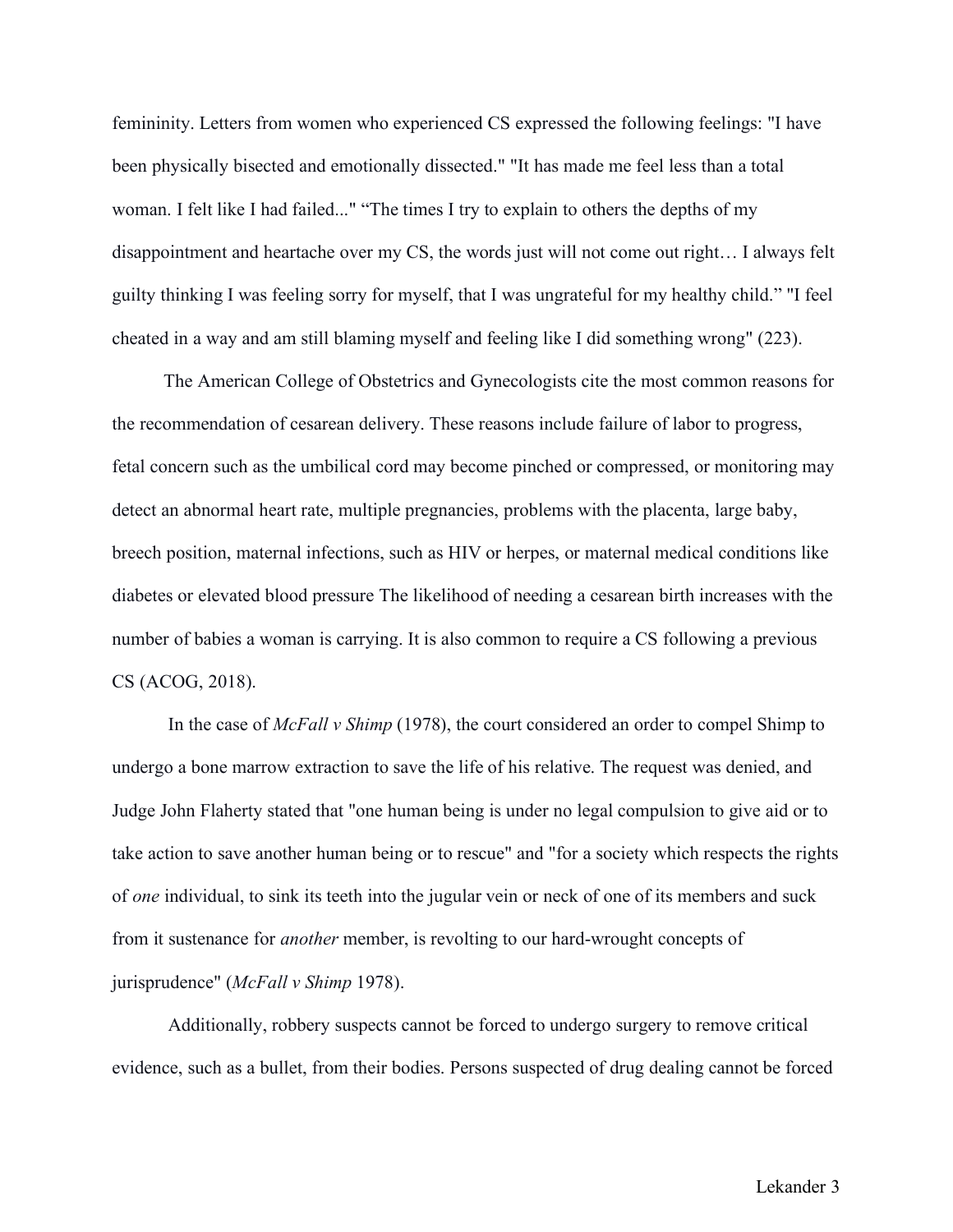femininity. Letters from women who experienced CS expressed the following feelings: "I have been physically bisected and emotionally dissected." "It has made me feel less than a total woman. I felt like I had failed..." "The times I try to explain to others the depths of my disappointment and heartache over my CS, the words just will not come out right… I always felt guilty thinking I was feeling sorry for myself, that I was ungrateful for my healthy child." "I feel cheated in a way and am still blaming myself and feeling like I did something wrong" (223).

The American College of Obstetrics and Gynecologists cite the most common reasons for the recommendation of cesarean delivery. These reasons include failure of labor to progress, fetal concern such as the umbilical cord may become pinched or compressed, or monitoring may detect an abnormal heart rate, multiple pregnancies, problems with the placenta, large baby, breech position, maternal infections, such as HIV or herpes, or maternal medical conditions like diabetes or elevated blood pressure The likelihood of needing a cesarean birth increases with the number of babies a woman is carrying. It is also common to require a CS following a previous CS (ACOG, 2018).

In the case of *McFall v Shimp* (1978), the court considered an order to compel Shimp to undergo a bone marrow extraction to save the life of his relative. The request was denied, and Judge John Flaherty stated that "one human being is under no legal compulsion to give aid or to take action to save another human being or to rescue" and "for a society which respects the rights of *one* individual, to sink its teeth into the jugular vein or neck of one of its members and suck from it sustenance for *another* member, is revolting to our hard-wrought concepts of jurisprudence" (*McFall v Shimp* 1978).

Additionally, robbery suspects cannot be forced to undergo surgery to remove critical evidence, such as a bullet, from their bodies. Persons suspected of drug dealing cannot be forced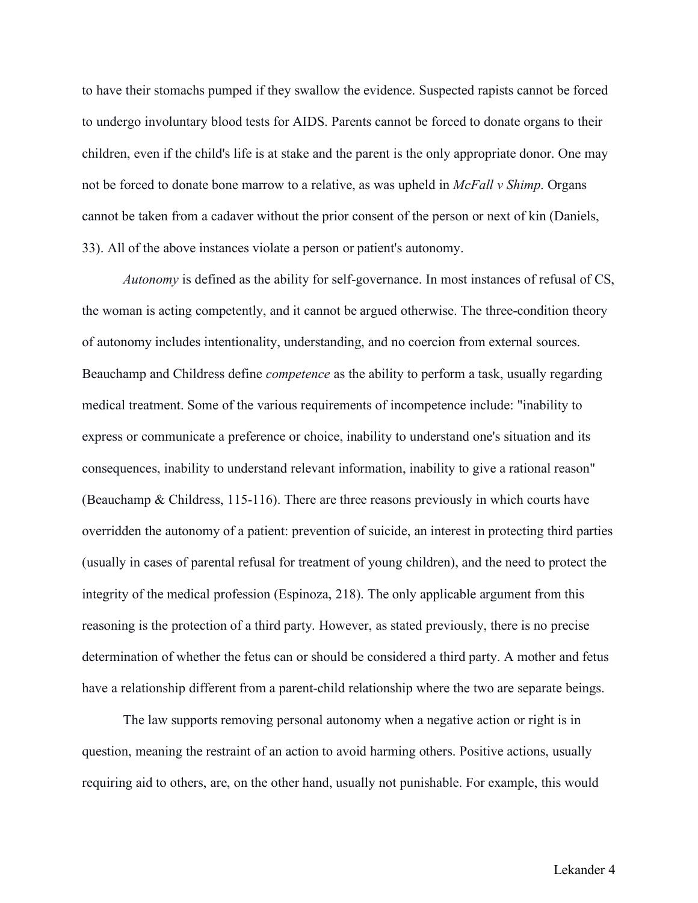to have their stomachs pumped if they swallow the evidence. Suspected rapists cannot be forced to undergo involuntary blood tests for AIDS. Parents cannot be forced to donate organs to their children, even if the child's life is at stake and the parent is the only appropriate donor. One may not be forced to donate bone marrow to a relative, as was upheld in *McFall v Shimp*. Organs cannot be taken from a cadaver without the prior consent of the person or next of kin (Daniels, 33). All of the above instances violate a person or patient's autonomy.

*Autonomy* is defined as the ability for self-governance. In most instances of refusal of CS, the woman is acting competently, and it cannot be argued otherwise. The three-condition theory of autonomy includes intentionality, understanding, and no coercion from external sources. Beauchamp and Childress define *competence* as the ability to perform a task, usually regarding medical treatment. Some of the various requirements of incompetence include: "inability to express or communicate a preference or choice, inability to understand one's situation and its consequences, inability to understand relevant information, inability to give a rational reason" (Beauchamp & Childress, 115-116). There are three reasons previously in which courts have overridden the autonomy of a patient: prevention of suicide, an interest in protecting third parties (usually in cases of parental refusal for treatment of young children), and the need to protect the integrity of the medical profession (Espinoza, 218). The only applicable argument from this reasoning is the protection of a third party. However, as stated previously, there is no precise determination of whether the fetus can or should be considered a third party. A mother and fetus have a relationship different from a parent-child relationship where the two are separate beings.

The law supports removing personal autonomy when a negative action or right is in question, meaning the restraint of an action to avoid harming others. Positive actions, usually requiring aid to others, are, on the other hand, usually not punishable. For example, this would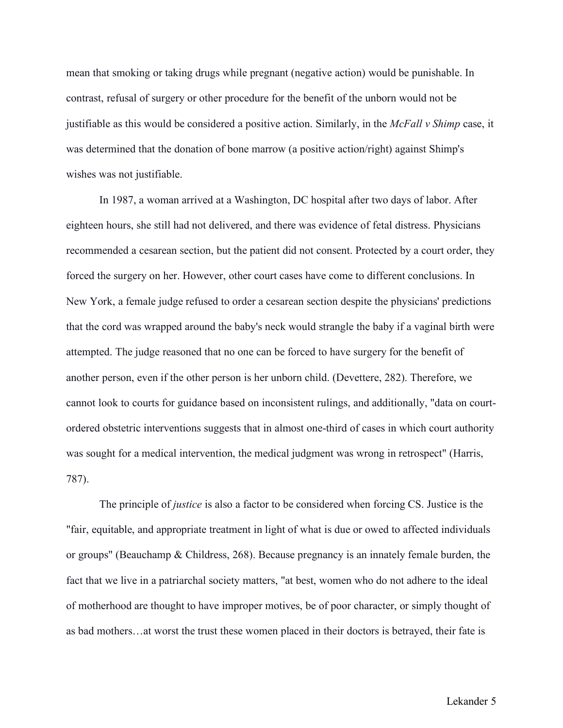mean that smoking or taking drugs while pregnant (negative action) would be punishable. In contrast, refusal of surgery or other procedure for the benefit of the unborn would not be justifiable as this would be considered a positive action. Similarly, in the *McFall v Shimp* case, it was determined that the donation of bone marrow (a positive action/right) against Shimp's wishes was not justifiable.

In 1987, a woman arrived at a Washington, DC hospital after two days of labor. After eighteen hours, she still had not delivered, and there was evidence of fetal distress. Physicians recommended a cesarean section, but the patient did not consent. Protected by a court order, they forced the surgery on her. However, other court cases have come to different conclusions. In New York, a female judge refused to order a cesarean section despite the physicians' predictions that the cord was wrapped around the baby's neck would strangle the baby if a vaginal birth were attempted. The judge reasoned that no one can be forced to have surgery for the benefit of another person, even if the other person is her unborn child. (Devettere, 282). Therefore, we cannot look to courts for guidance based on inconsistent rulings, and additionally, "data on court-ordered obstetric interventions suggests that in almost one-third of cases in which court authority was sought for a medical intervention, the medical judgment was wrong in retrospect" (Harris, 787).

The principle of *justice* is also a factor to be considered when forcing CS. Justice is the "fair, equitable, and appropriate treatment in light of what is due or owed to affected individuals or groups" (Beauchamp & Childress, 268). Because pregnancy is an innately female burden, the fact that we live in a patriarchal society matters, "at best, women who do not adhere to the ideal of motherhood are thought to have improper motives, be of poor character, or simply thought of as bad mothers…at worst the trust these women placed in their doctors is betrayed, their fate is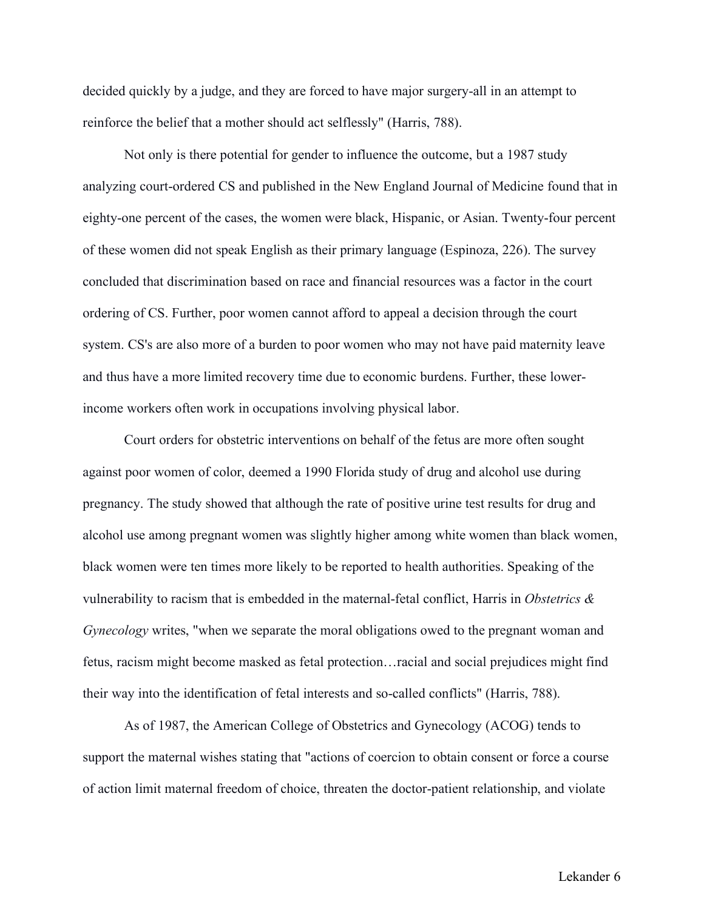decided quickly by a judge, and they are forced to have major surgery-all in an attempt to reinforce the belief that a mother should act selflessly" (Harris, 788).

Not only is there potential for gender to influence the outcome, but a 1987 study analyzing court-ordered CS and published in the New England Journal of Medicine found that in eighty-one percent of the cases, the women were black, Hispanic, or Asian. Twenty-four percent of these women did not speak English as their primary language (Espinoza, 226). The survey concluded that discrimination based on race and financial resources was a factor in the court ordering of CS. Further, poor women cannot afford to appeal a decision through the court system. CS's are also more of a burden to poor women who may not have paid maternity leave and thus have a more limited recovery time due to economic burdens. Further, these lower-income workers often work in occupations involving physical labor.

Court orders for obstetric interventions on behalf of the fetus are more often sought against poor women of color, deemed a 1990 Florida study of drug and alcohol use during pregnancy. The study showed that although the rate of positive urine test results for drug and alcohol use among pregnant women was slightly higher among white women than black women, black women were ten times more likely to be reported to health authorities. Speaking of the vulnerability to racism that is embedded in the maternal-fetal conflict, Harris in *Obstetrics & Gynecology* writes, "when we separate the moral obligations owed to the pregnant woman and fetus, racism might become masked as fetal protection…racial and social prejudices might find their way into the identification of fetal interests and so-called conflicts" (Harris, 788).

As of 1987, the American College of Obstetrics and Gynecology (ACOG) tends to support the maternal wishes stating that "actions of coercion to obtain consent or force a course of action limit maternal freedom of choice, threaten the doctor-patient relationship, and violate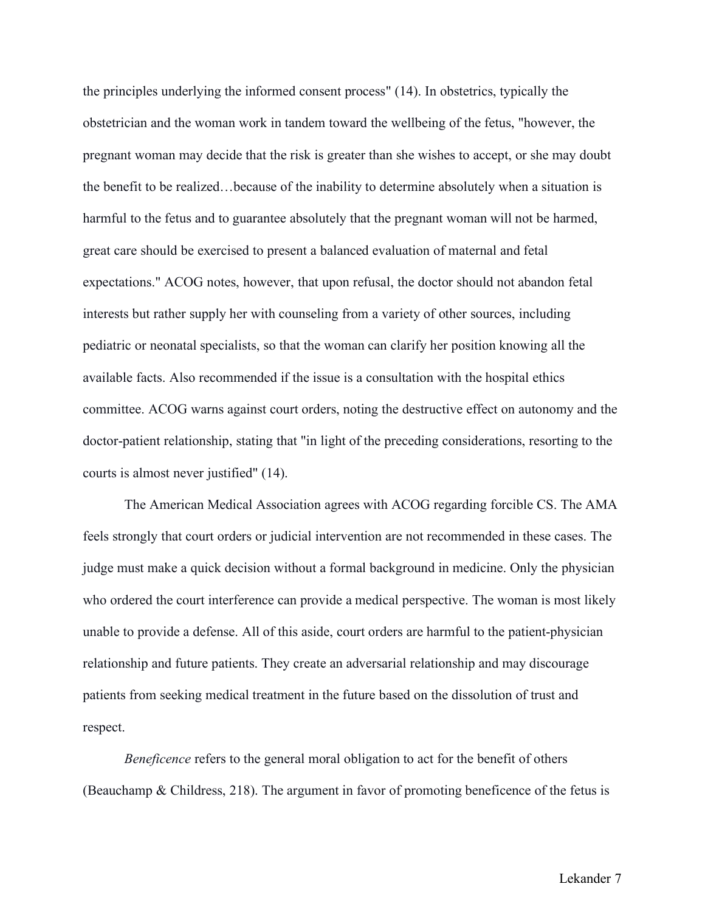the principles underlying the informed consent process" (14). In obstetrics, typically the obstetrician and the woman work in tandem toward the wellbeing of the fetus, "however, the pregnant woman may decide that the risk is greater than she wishes to accept, or she may doubt the benefit to be realized…because of the inability to determine absolutely when a situation is harmful to the fetus and to guarantee absolutely that the pregnant woman will not be harmed, great care should be exercised to present a balanced evaluation of maternal and fetal expectations." ACOG notes, however, that upon refusal, the doctor should not abandon fetal interests but rather supply her with counseling from a variety of other sources, including pediatric or neonatal specialists, so that the woman can clarify her position knowing all the available facts. Also recommended if the issue is a consultation with the hospital ethics committee. ACOG warns against court orders, noting the destructive effect on autonomy and the doctor-patient relationship, stating that "in light of the preceding considerations, resorting to the courts is almost never justified" (14).

The American Medical Association agrees with ACOG regarding forcible CS. The AMA feels strongly that court orders or judicial intervention are not recommended in these cases. The judge must make a quick decision without a formal background in medicine. Only the physician who ordered the court interference can provide a medical perspective. The woman is most likely unable to provide a defense. All of this aside, court orders are harmful to the patient-physician relationship and future patients. They create an adversarial relationship and may discourage patients from seeking medical treatment in the future based on the dissolution of trust and respect.

*Beneficence* refers to the general moral obligation to act for the benefit of others (Beauchamp & Childress, 218). The argument in favor of promoting beneficence of the fetus is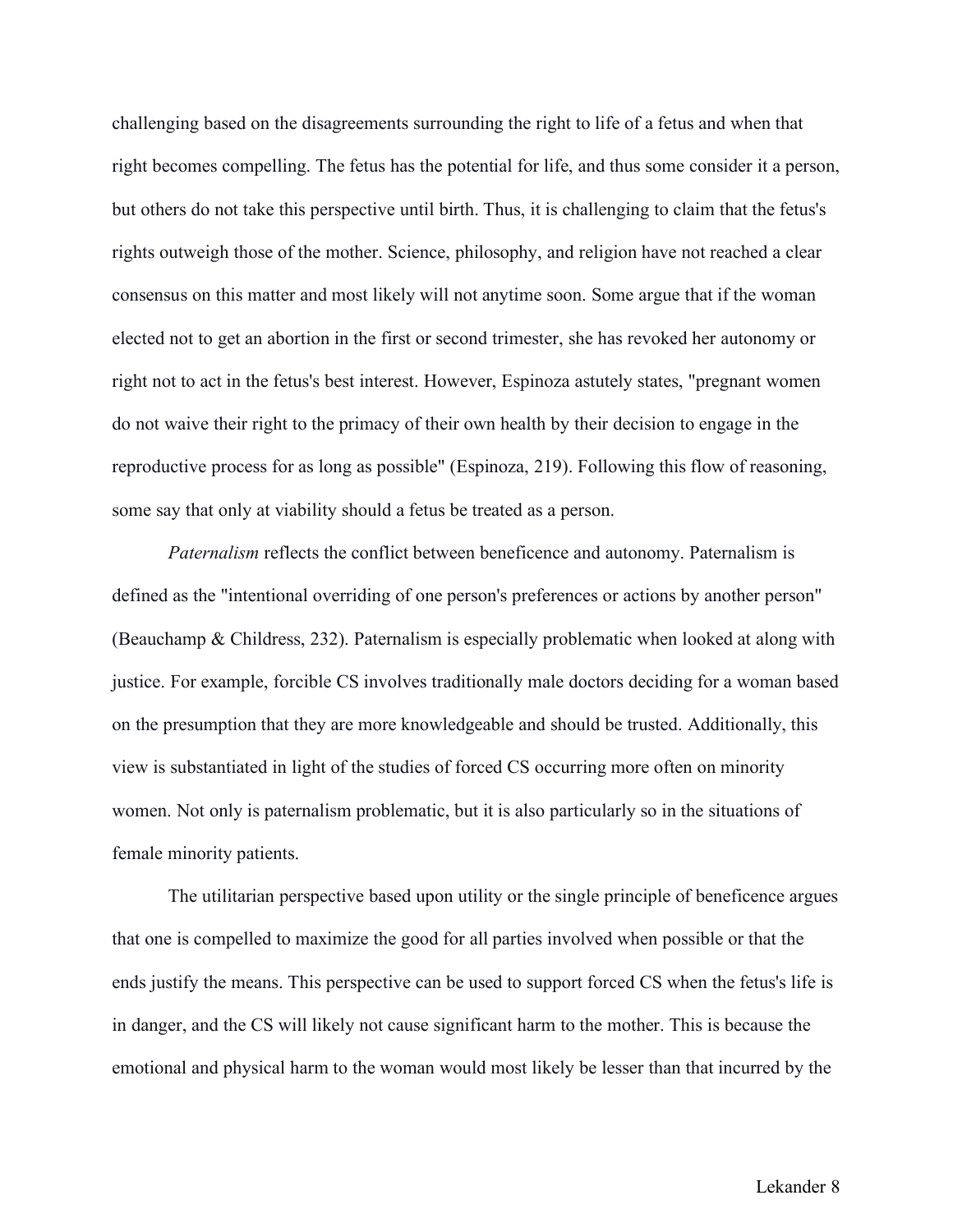challenging based on the disagreements surrounding the right to life of a fetus and when that right becomes compelling. The fetus has the potential for life, and thus some consider it a person, but others do not take this perspective until birth. Thus, it is challenging to claim that the fetus's rights outweigh those of the mother. Science, philosophy, and religion have not reached a clear consensus on this matter and most likely will not anytime soon. Some argue that if the woman elected not to get an abortion in the first or second trimester, she has revoked her autonomy or right not to act in the fetus's best interest. However, Espinoza astutely states, "pregnant women do not waive their right to the primacy of their own health by their decision to engage in the reproductive process for as long as possible" (Espinoza, 219). Following this flow of reasoning, some say that only at viability should a fetus be treated as a person.

*Paternalism* reflects the conflict between beneficence and autonomy. Paternalism is defined as the "intentional overriding of one person's preferences or actions by another person" (Beauchamp & Childress, 232). Paternalism is especially problematic when looked at along with justice. For example, forcible CS involves traditionally male doctors deciding for a woman based on the presumption that they are more knowledgeable and should be trusted. Additionally, this view is substantiated in light of the studies of forced CS occurring more often on minority women. Not only is paternalism problematic, but it is also particularly so in the situations of female minority patients.

The utilitarian perspective based upon utility or the single principle of beneficence argues that one is compelled to maximize the good for all parties involved when possible or that the ends justify the means. This perspective can be used to support forced CS when the fetus's life is in danger, and the CS will likely not cause significant harm to the mother. This is because the emotional and physical harm to the woman would most likely be lesser than that incurred by the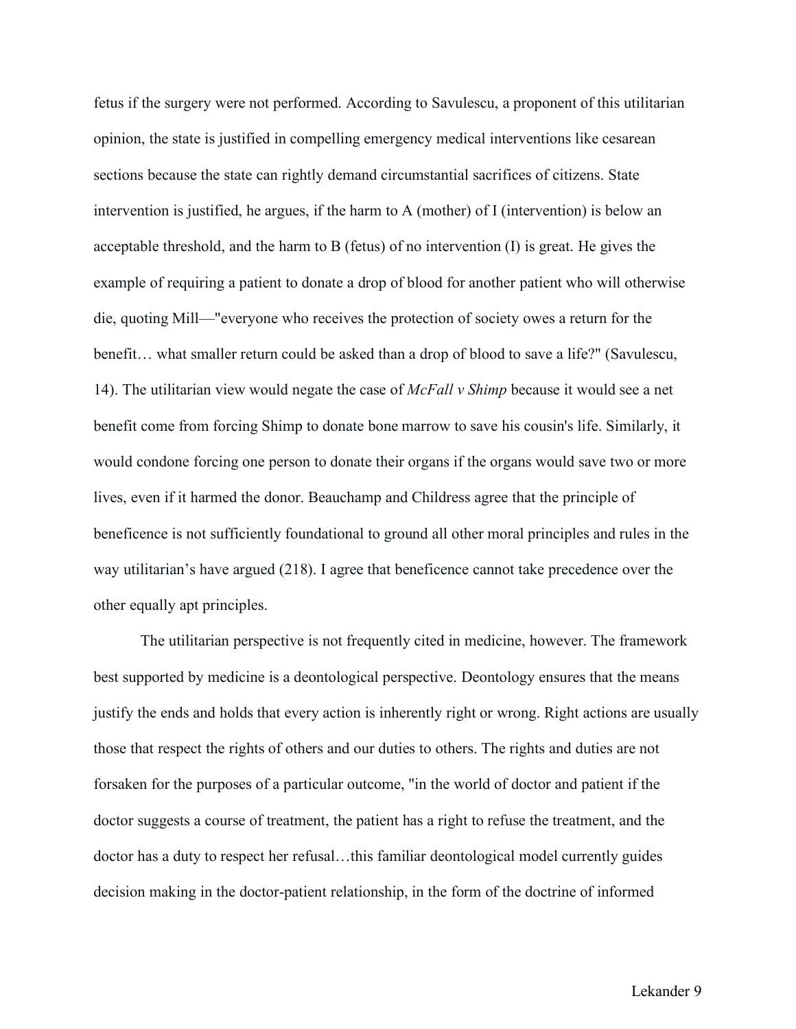fetus if the surgery were not performed. According to Savulescu, a proponent of this utilitarian opinion, the state is justified in compelling emergency medical interventions like cesarean sections because the state can rightly demand circumstantial sacrifices of citizens. State intervention is justified, he argues, if the harm to A (mother) of I (intervention) is below an acceptable threshold, and the harm to B (fetus) of no intervention (I) is great. He gives the example of requiring a patient to donate a drop of blood for another patient who will otherwise die, quoting Mill—"everyone who receives the protection of society owes a return for the benefit… what smaller return could be asked than a drop of blood to save a life?" (Savulescu, 14). The utilitarian view would negate the case of *McFall v Shimp* because it would see a net benefit come from forcing Shimp to donate bone marrow to save his cousin's life. Similarly, it would condone forcing one person to donate their organs if the organs would save two or more lives, even if it harmed the donor. Beauchamp and Childress agree that the principle of beneficence is not sufficiently foundational to ground all other moral principles and rules in the way utilitarian's have argued (218). I agree that beneficence cannot take precedence over the other equally apt principles.

The utilitarian perspective is not frequently cited in medicine, however. The framework best supported by medicine is a deontological perspective. Deontology ensures that the means justify the ends and holds that every action is inherently right or wrong. Right actions are usually those that respect the rights of others and our duties to others. The rights and duties are not forsaken for the purposes of a particular outcome, "in the world of doctor and patient if the doctor suggests a course of treatment, the patient has a right to refuse the treatment, and the doctor has a duty to respect her refusal…this familiar deontological model currently guides decision making in the doctor-patient relationship, in the form of the doctrine of informed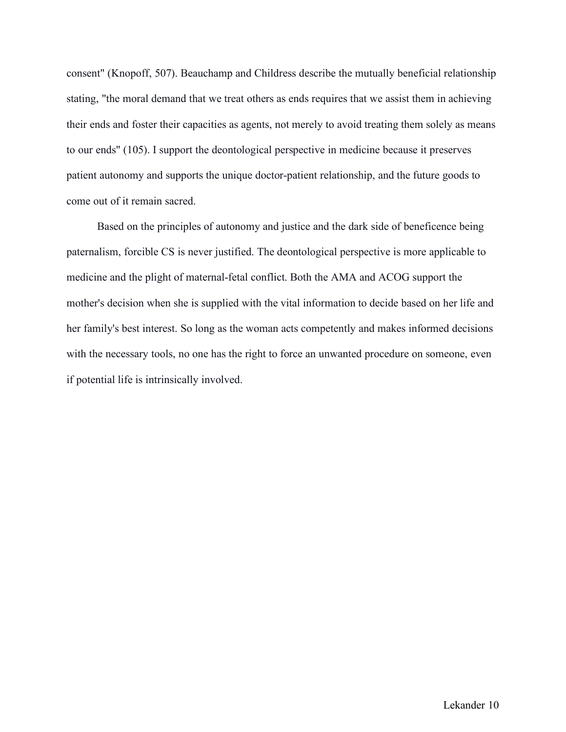consent" (Knopoff, 507). Beauchamp and Childress describe the mutually beneficial relationship stating, "the moral demand that we treat others as ends requires that we assist them in achieving their ends and foster their capacities as agents, not merely to avoid treating them solely as means to our ends" (105). I support the deontological perspective in medicine because it preserves patient autonomy and supports the unique doctor-patient relationship, and the future goods to come out of it remain sacred.

Based on the principles of autonomy and justice and the dark side of beneficence being paternalism, forcible CS is never justified. The deontological perspective is more applicable to medicine and the plight of maternal-fetal conflict. Both the AMA and ACOG support the mother's decision when she is supplied with the vital information to decide based on her life and her family's best interest. So long as the woman acts competently and makes informed decisions with the necessary tools, no one has the right to force an unwanted procedure on someone, even if potential life is intrinsically involved.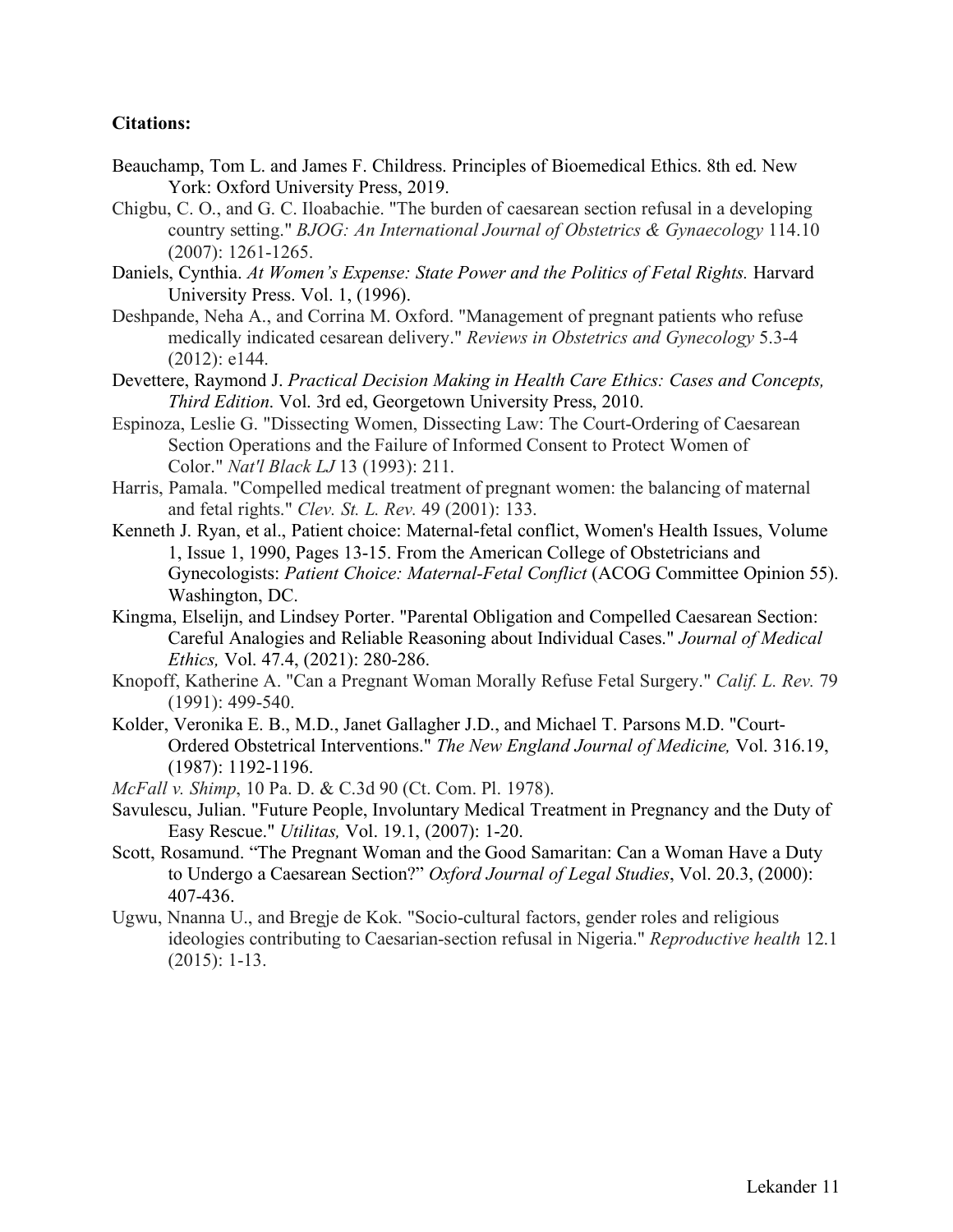**Citations:**

Beauchamp, Tom L. and James F. Childress. Principles of Bioemedical Ethics. 8th ed. New York: Oxford University Press, 2019.

Chigbu, C. O., and G. C. Iloabachie. "The burden of caesarean section refusal in a developing country setting." *BJOG: An International Journal of Obstetrics & Gynaecology* 114.10 (2007): 1261-1265.

Daniels, Cynthia. *At Women's Expense: State Power and the Politics of Fetal Rights.* Harvard University Press. Vol. 1, (1996).

Deshpande, Neha A., and Corrina M. Oxford. "Management of pregnant patients who refuse medically indicated cesarean delivery." *Reviews in Obstetrics and Gynecology* 5.3-4 (2012): e144.

Devettere, Raymond J. *Practical Decision Making in Health Care Ethics: Cases and Concepts, Third Edition*. Vol. 3rd ed, Georgetown University Press, 2010.

Espinoza, Leslie G. "Dissecting Women, Dissecting Law: The Court-Ordering of Caesarean Section Operations and the Failure of Informed Consent to Protect Women of Color." *Nat'l Black LJ* 13 (1993): 211.

Harris, Pamala. "Compelled medical treatment of pregnant women: the balancing of maternal and fetal rights." *Clev. St. L. Rev.* 49 (2001): 133.

Kenneth J. Ryan, et al., Patient choice: Maternal-fetal conflict, Women's Health Issues, Volume 1, Issue 1, 1990, Pages 13-15. From the American College of Obstetricians and Gynecologists: *Patient Choice: Maternal-Fetal Conflict* (ACOG Committee Opinion 55). Washington, DC.

Kingma, Elselijn, and Lindsey Porter. "Parental Obligation and Compelled Caesarean Section: Careful Analogies and Reliable Reasoning about Individual Cases." *Journal of Medical Ethics,* Vol. 47.4, (2021): 280-286.

Knopoff, Katherine A. "Can a Pregnant Woman Morally Refuse Fetal Surgery." *Calif. L. Rev.* 79 (1991): 499-540.

Kolder, Veronika E. B., M.D., Janet Gallagher J.D., and Michael T. Parsons M.D. "Court-Ordered Obstetrical Interventions." *The New England Journal of Medicine,* Vol. 316.19, (1987): 1192-1196.

*McFall v. Shimp*, 10 Pa. D. & C.3d 90 (Ct. Com. Pl. 1978).

Savulescu, Julian. "Future People, Involuntary Medical Treatment in Pregnancy and the Duty of Easy Rescue." *Utilitas,* Vol. 19.1, (2007): 1-20.

Scott, Rosamund. "The Pregnant Woman and the Good Samaritan: Can a Woman Have a Duty to Undergo a Caesarean Section?" *Oxford Journal of Legal Studies*, Vol. 20.3, (2000): 407-436.

Ugwu, Nnanna U., and Bregje de Kok. "Socio-cultural factors, gender roles and religious ideologies contributing to Caesarian-section refusal in Nigeria." *Reproductive health* 12.1 (2015): 1-13.